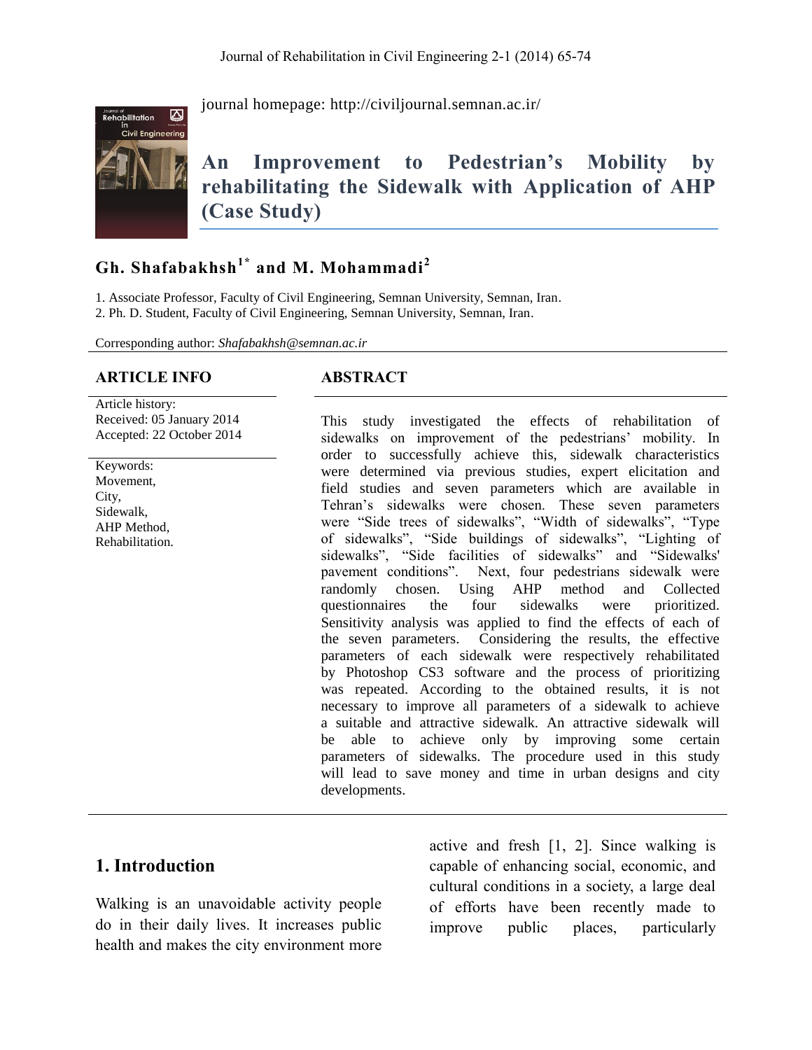journal homepage: http://civiljournal.semnan.ac.ir/

# An Improvement to Pedestrian's Mobility by rehabilitating the Sidewalk with Application of AHP (Case Study)

**Gh. Shafabakhsh[1*] and M. Mohammadi[2]**

1. Associate Professor, Faculty of Civil Engineering, Semnan University, Semnan, Iran.
2. Ph. D. Student, Faculty of Civil Engineering, Semnan University, Semnan, Iran.

Corresponding author: *Shafabakhsh@semnan.ac.ir*

## ARTICLE INFO

Article history:
Received: 05 January 2014
Accepted: 22 October 2014

Keywords:
Movement,
City,
Sidewalk,
AHP Method,
Rehabilitation.

## ABSTRACT

This study investigated the effects of rehabilitation of sidewalks on improvement of the pedestrians' mobility. In order to successfully achieve this, sidewalk characteristics were determined via previous studies, expert elicitation and field studies and seven parameters which are available in Tehran's sidewalks were chosen. These seven parameters were "Side trees of sidewalks", "Width of sidewalks", "Type of sidewalks", "Side buildings of sidewalks", "Lighting of sidewalks", "Side facilities of sidewalks" and "Sidewalks' pavement conditions". Next, four pedestrians sidewalk were randomly chosen. Using AHP method and Collected questionnaires the four sidewalks were prioritized. Sensitivity analysis was applied to find the effects of each of the seven parameters. Considering the results, the effective parameters of each sidewalk were respectively rehabilitated by Photoshop CS3 software and the process of prioritizing was repeated. According to the obtained results, it is not necessary to improve all parameters of a sidewalk to achieve a suitable and attractive sidewalk. An attractive sidewalk will be able to achieve only by improving some certain parameters of sidewalks. The procedure used in this study will lead to save money and time in urban designs and city developments.

## 1. Introduction

Walking is an unavoidable activity people do in their daily lives. It increases public health and makes the city environment more active and fresh [1, 2]. Since walking is capable of enhancing social, economic, and cultural conditions in a society, a large deal of efforts have been recently made to improve public places, particularly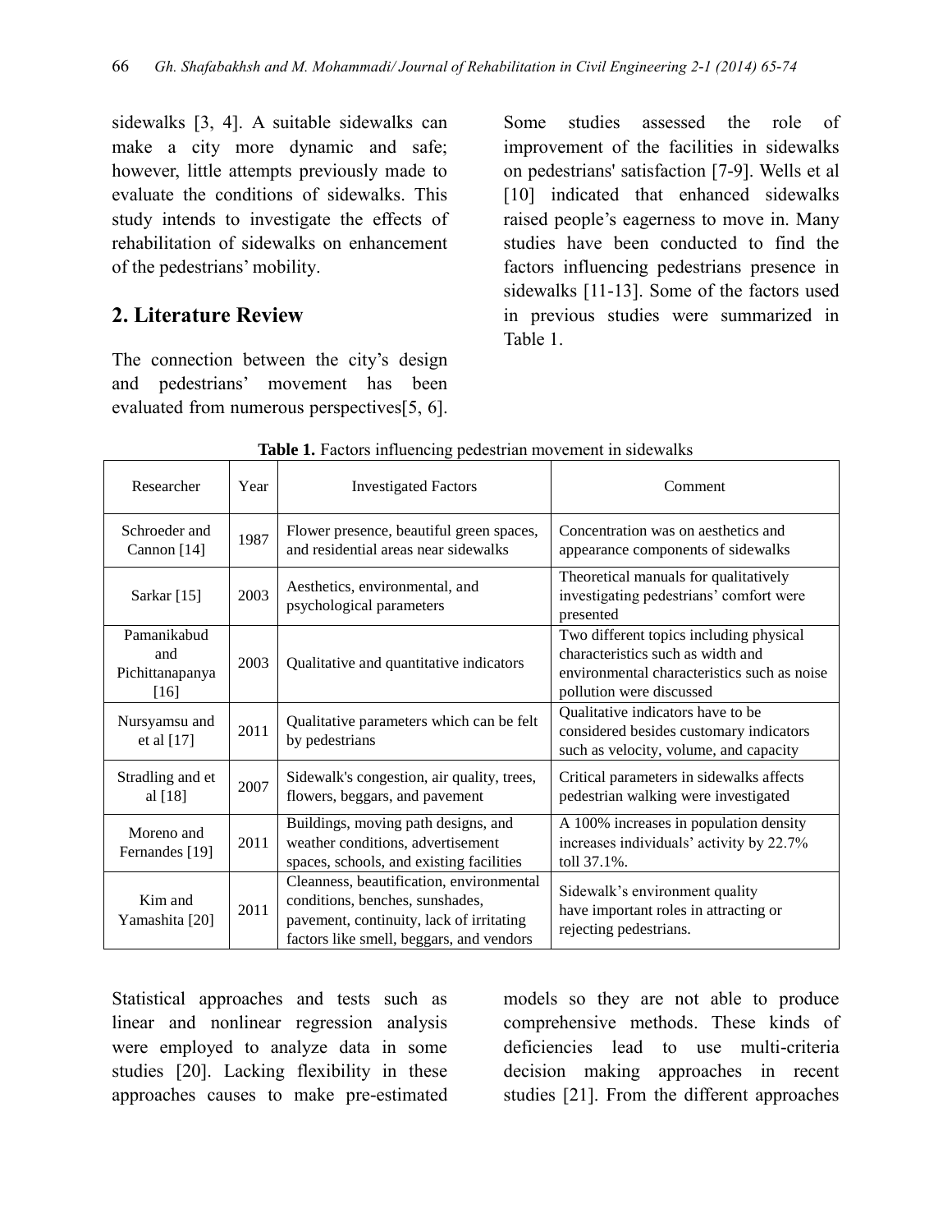sidewalks [3, 4]. A suitable sidewalks can make a city more dynamic and safe; however, little attempts previously made to evaluate the conditions of sidewalks. This study intends to investigate the effects of rehabilitation of sidewalks on enhancement of the pedestrians' mobility.

## 2. Literature Review

The connection between the city's design and pedestrians' movement has been evaluated from numerous perspectives[5, 6]. Some studies assessed the role of improvement of the facilities in sidewalks on pedestrians' satisfaction [7-9]. Wells et al [10] indicated that enhanced sidewalks raised people's eagerness to move in. Many studies have been conducted to find the factors influencing pedestrians presence in sidewalks [11-13]. Some of the factors used in previous studies were summarized in Table 1.

**Table 1.** Factors influencing pedestrian movement in sidewalks

| Researcher | Year | Investigated Factors | Comment |
|---|---|---|---|
| Schroeder and Cannon [14] | 1987 | Flower presence, beautiful green spaces, and residential areas near sidewalks | Concentration was on aesthetics and appearance components of sidewalks |
| Sarkar [15] | 2003 | Aesthetics, environmental, and psychological parameters | Theoretical manuals for qualitatively investigating pedestrians' comfort were presented |
| Pamanikabud and Pichittanapanya [16] | 2003 | Qualitative and quantitative indicators | Two different topics including physical characteristics such as width and environmental characteristics such as noise pollution were discussed |
| Nursyamsu and et al [17] | 2011 | Qualitative parameters which can be felt by pedestrians | Qualitative indicators have to be considered besides customary indicators such as velocity, volume, and capacity |
| Stradling and et al [18] | 2007 | Sidewalk's congestion, air quality, trees, flowers, beggars, and pavement | Critical parameters in sidewalks affects pedestrian walking were investigated |
| Moreno and Fernandes [19] | 2011 | Buildings, moving path designs, and weather conditions, advertisement spaces, schools, and existing facilities | A 100% increases in population density increases individuals' activity by 22.7% toll 37.1%. |
| Kim and Yamashita [20] | 2011 | Cleanness, beautification, environmental conditions, benches, sunshades, pavement, continuity, lack of irritating factors like smell, beggars, and vendors | Sidewalk's environment quality have important roles in attracting or rejecting pedestrians. |

Statistical approaches and tests such as linear and nonlinear regression analysis were employed to analyze data in some studies [20]. Lacking flexibility in these approaches causes to make pre-estimated models so they are not able to produce comprehensive methods. These kinds of deficiencies lead to use multi-criteria decision making approaches in recent studies [21]. From the different approaches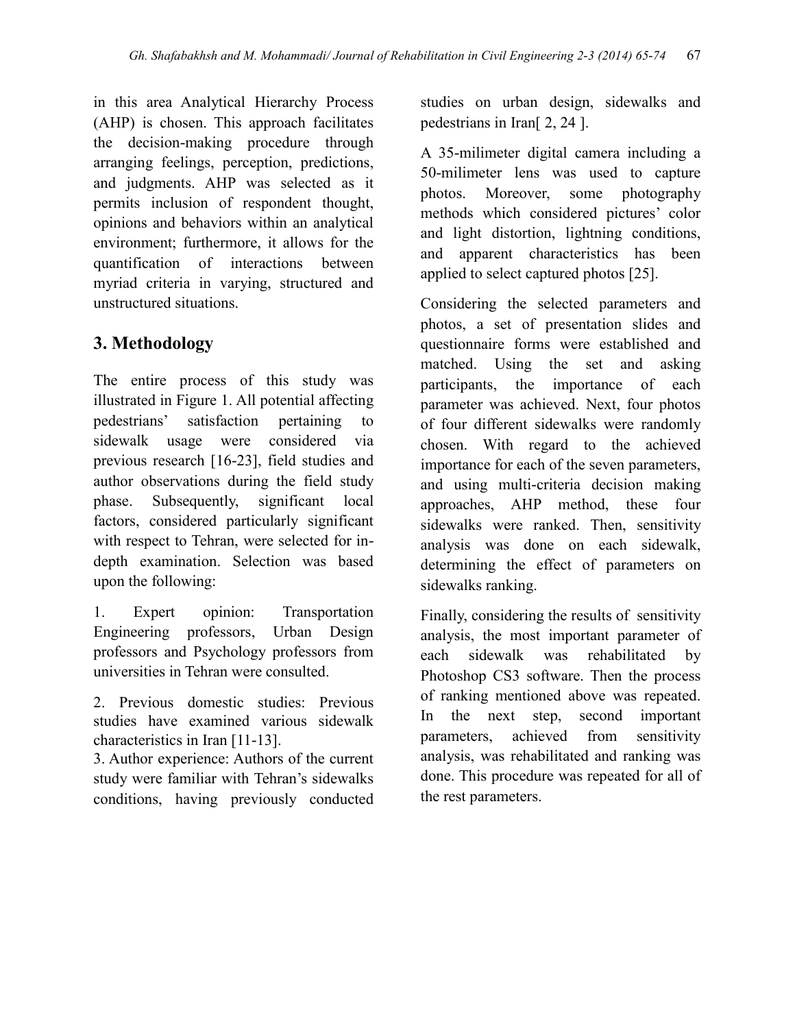in this area Analytical Hierarchy Process (AHP) is chosen. This approach facilitates the decision-making procedure through arranging feelings, perception, predictions, and judgments. AHP was selected as it permits inclusion of respondent thought, opinions and behaviors within an analytical environment; furthermore, it allows for the quantification of interactions between myriad criteria in varying, structured and unstructured situations.

## 3. Methodology

The entire process of this study was illustrated in Figure 1. All potential affecting pedestrians' satisfaction pertaining to sidewalk usage were considered via previous research [16-23], field studies and author observations during the field study phase. Subsequently, significant local factors, considered particularly significant with respect to Tehran, were selected for in-depth examination. Selection was based upon the following:

1. Expert opinion: Transportation Engineering professors, Urban Design professors and Psychology professors from universities in Tehran were consulted.

2. Previous domestic studies: Previous studies have examined various sidewalk characteristics in Iran [11-13].

3. Author experience: Authors of the current study were familiar with Tehran's sidewalks conditions, having previously conducted studies on urban design, sidewalks and pedestrians in Iran[ 2, 24 ].

A 35-milimeter digital camera including a 50-milimeter lens was used to capture photos. Moreover, some photography methods which considered pictures' color and light distortion, lightning conditions, and apparent characteristics has been applied to select captured photos [25].

Considering the selected parameters and photos, a set of presentation slides and questionnaire forms were established and matched. Using the set and asking participants, the importance of each parameter was achieved. Next, four photos of four different sidewalks were randomly chosen. With regard to the achieved importance for each of the seven parameters, and using multi-criteria decision making approaches, AHP method, these four sidewalks were ranked. Then, sensitivity analysis was done on each sidewalk, determining the effect of parameters on sidewalks ranking.

Finally, considering the results of sensitivity analysis, the most important parameter of each sidewalk was rehabilitated by Photoshop CS3 software. Then the process of ranking mentioned above was repeated. In the next step, second important parameters, achieved from sensitivity analysis, was rehabilitated and ranking was done. This procedure was repeated for all of the rest parameters.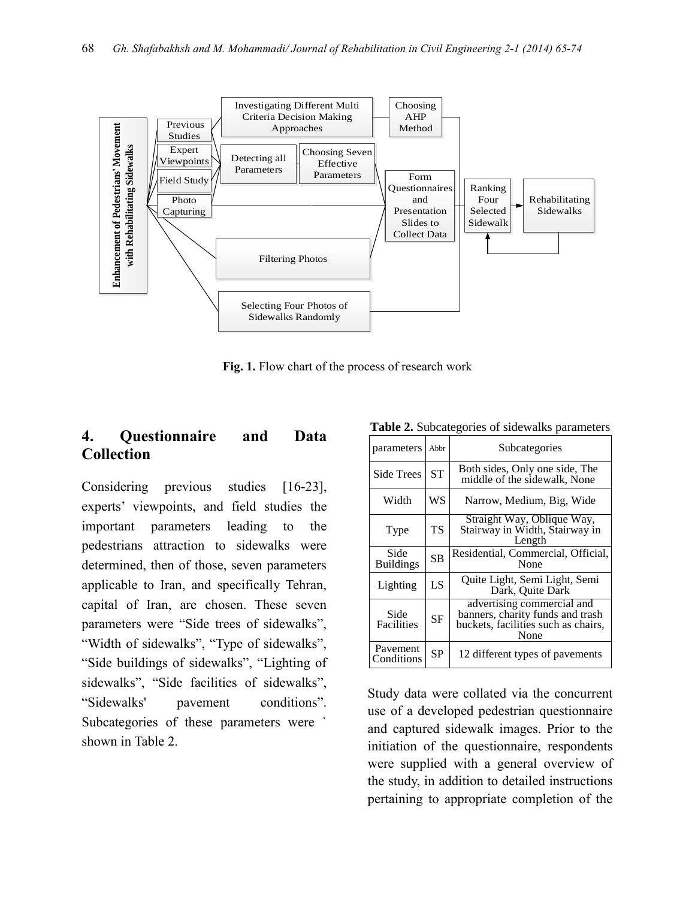Fig. 1. Flow chart of the process of research work

## 4. Questionnaire and Data Collection

Considering previous studies [16-23], experts' viewpoints, and field studies the important parameters leading to the pedestrians attraction to sidewalks were determined, then of those, seven parameters applicable to Iran, and specifically Tehran, capital of Iran, are chosen. These seven parameters were "Side trees of sidewalks", "Width of sidewalks", "Type of sidewalks", "Side buildings of sidewalks", "Lighting of sidewalks", "Side facilities of sidewalks", "Sidewalks' pavement conditions". Subcategories of these parameters were ` shown in Table 2.

**Table 2.** Subcategories of sidewalks parameters

| parameters | Abbr | Subcategories |
|---|---|---|
| Side Trees | ST | Both sides, Only one side, The middle of the sidewalk, None |
| Width | WS | Narrow, Medium, Big, Wide |
| Type | TS | Straight Way, Oblique Way, Stairway in Width, Stairway in Length |
| Side Buildings | SB | Residential, Commercial, Official, None |
| Lighting | LS | Quite Light, Semi Light, Semi Dark, Quite Dark |
| Side Facilities | SF | advertising commercial and banners, charity funds and trash buckets, facilities such as chairs, None |
| Pavement Conditions | SP | 12 different types of pavements |

Study data were collated via the concurrent use of a developed pedestrian questionnaire and captured sidewalk images. Prior to the initiation of the questionnaire, respondents were supplied with a general overview of the study, in addition to detailed instructions pertaining to appropriate completion of the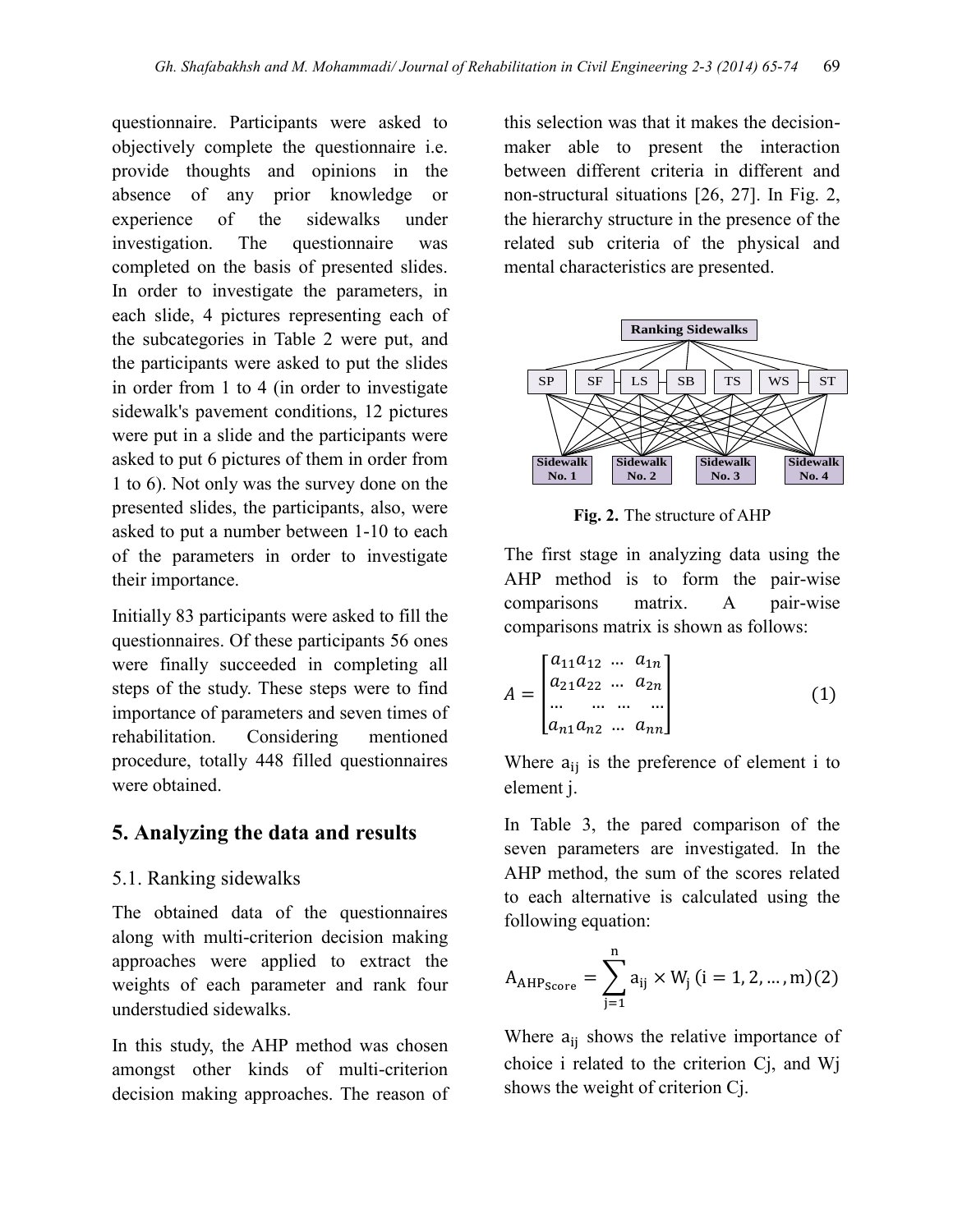questionnaire. Participants were asked to objectively complete the questionnaire i.e. provide thoughts and opinions in the absence of any prior knowledge or experience of the sidewalks under investigation. The questionnaire was completed on the basis of presented slides. In order to investigate the parameters, in each slide, 4 pictures representing each of the subcategories in Table 2 were put, and the participants were asked to put the slides in order from 1 to 4 (in order to investigate sidewalk's pavement conditions, 12 pictures were put in a slide and the participants were asked to put 6 pictures of them in order from 1 to 6). Not only was the survey done on the presented slides, the participants, also, were asked to put a number between 1-10 to each of the parameters in order to investigate their importance.

Initially 83 participants were asked to fill the questionnaires. Of these participants 56 ones were finally succeeded in completing all steps of the study. These steps were to find importance of parameters and seven times of rehabilitation. Considering mentioned procedure, totally 448 filled questionnaires were obtained.

## 5. Analyzing the data and results

### 5.1. Ranking sidewalks

The obtained data of the questionnaires along with multi-criterion decision making approaches were applied to extract the weights of each parameter and rank four understudied sidewalks.

In this study, the AHP method was chosen amongst other kinds of multi-criterion decision making approaches. The reason of this selection was that it makes the decision-maker able to present the interaction between different criteria in different and non-structural situations [26, 27]. In Fig. 2, the hierarchy structure in the presence of the related sub criteria of the physical and mental characteristics are presented.

Ranking Sidewalks

SP | SF | LS | SB | TS | WS | ST

Sidewalk No. 1 | Sidewalk No. 2 | Sidewalk No. 3 | Sidewalk No. 4

**Fig. 2.** The structure of AHP

The first stage in analyzing data using the AHP method is to form the pair-wise comparisons matrix. A pair-wise comparisons matrix is shown as follows:

$$A = \begin{bmatrix} a_{11}a_{12} & \dots & a_{1n} \\ a_{21}a_{22} & \dots & a_{2n} \\ \dots & \dots & \dots & \dots \\ a_{n1}a_{n2} & \dots & a_{nn} \end{bmatrix} \qquad (1)$$

Where $a_{ij}$ is the preference of element i to element j.

In Table 3, the pared comparison of the seven parameters are investigated. In the AHP method, the sum of the scores related to each alternative is calculated using the following equation:

$$A_{AHP_{Score}} = \sum_{j=1}^{n} a_{ij} \times W_j \ (i = 1, 2, \dots, m) \qquad (2)$$

Where $a_{ij}$ shows the relative importance of choice i related to the criterion Cj, and Wj shows the weight of criterion Cj.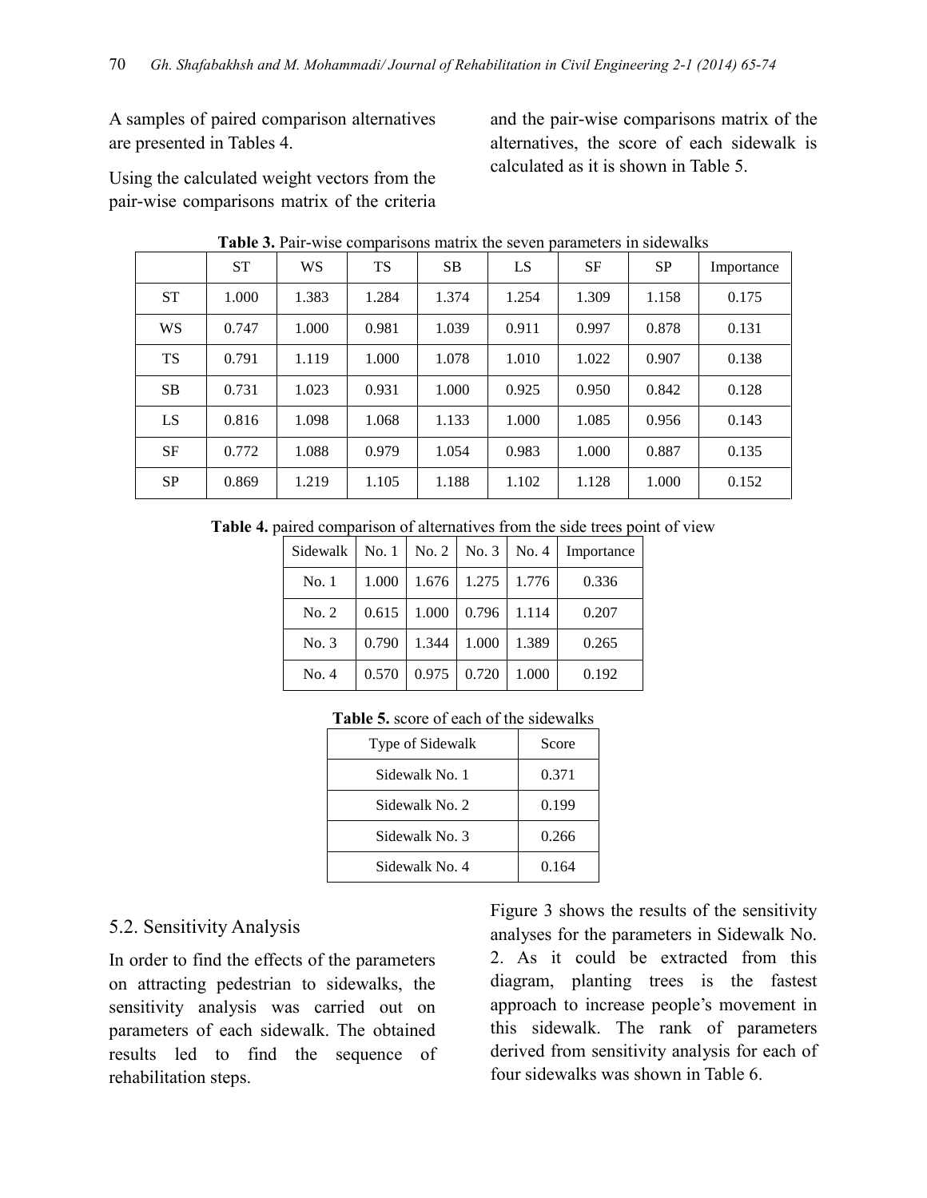A samples of paired comparison alternatives are presented in Tables 4.

Using the calculated weight vectors from the pair-wise comparisons matrix of the criteria and the pair-wise comparisons matrix of the alternatives, the score of each sidewalk is calculated as it is shown in Table 5.

**Table 3.** Pair-wise comparisons matrix the seven parameters in sidewalks

| | ST | WS | TS | SB | LS | SF | SP | Importance |
|---|---|---|---|---|---|---|---|---|
| ST | 1.000 | 1.383 | 1.284 | 1.374 | 1.254 | 1.309 | 1.158 | 0.175 |
| WS | 0.747 | 1.000 | 0.981 | 1.039 | 0.911 | 0.997 | 0.878 | 0.131 |
| TS | 0.791 | 1.119 | 1.000 | 1.078 | 1.010 | 1.022 | 0.907 | 0.138 |
| SB | 0.731 | 1.023 | 0.931 | 1.000 | 0.925 | 0.950 | 0.842 | 0.128 |
| LS | 0.816 | 1.098 | 1.068 | 1.133 | 1.000 | 1.085 | 0.956 | 0.143 |
| SF | 0.772 | 1.088 | 0.979 | 1.054 | 0.983 | 1.000 | 0.887 | 0.135 |
| SP | 0.869 | 1.219 | 1.105 | 1.188 | 1.102 | 1.128 | 1.000 | 0.152 |

**Table 4.** paired comparison of alternatives from the side trees point of view

| Sidewalk | No. 1 | No. 2 | No. 3 | No. 4 | Importance |
|---|---|---|---|---|---|
| No. 1 | 1.000 | 1.676 | 1.275 | 1.776 | 0.336 |
| No. 2 | 0.615 | 1.000 | 0.796 | 1.114 | 0.207 |
| No. 3 | 0.790 | 1.344 | 1.000 | 1.389 | 0.265 |
| No. 4 | 0.570 | 0.975 | 0.720 | 1.000 | 0.192 |

**Table 5.** score of each of the sidewalks

| Type of Sidewalk | Score |
|---|---|
| Sidewalk No. 1 | 0.371 |
| Sidewalk No. 2 | 0.199 |
| Sidewalk No. 3 | 0.266 |
| Sidewalk No. 4 | 0.164 |

## 5.2. Sensitivity Analysis

In order to find the effects of the parameters on attracting pedestrian to sidewalks, the sensitivity analysis was carried out on parameters of each sidewalk. The obtained results led to find the sequence of rehabilitation steps.

Figure 3 shows the results of the sensitivity analyses for the parameters in Sidewalk No. 2. As it could be extracted from this diagram, planting trees is the fastest approach to increase people's movement in this sidewalk. The rank of parameters derived from sensitivity analysis for each of four sidewalks was shown in Table 6.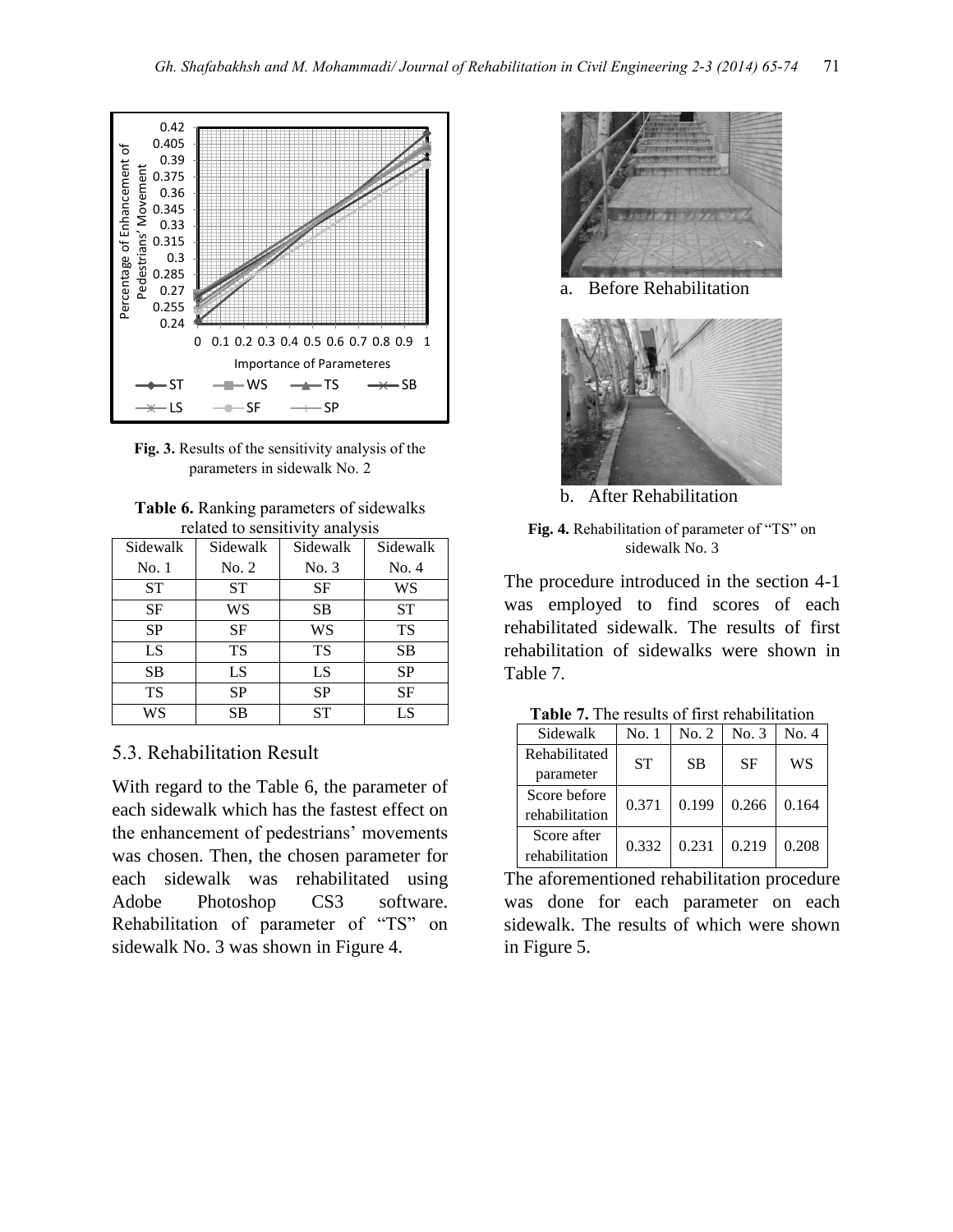Fig. 3. Results of the sensitivity analysis of the parameters in sidewalk No. 2

Table 6. Ranking parameters of sidewalks related to sensitivity analysis

| Sidewalk No. 1 | Sidewalk No. 2 | Sidewalk No. 3 | Sidewalk No. 4 |
|---|---|---|---|
| ST | ST | SF | WS |
| SF | WS | SB | ST |
| SP | SF | WS | TS |
| LS | TS | TS | SB |
| SB | LS | LS | SP |
| TS | SP | SP | SF |
| WS | SB | ST | LS |

## 5.3. Rehabilitation Result

With regard to the Table 6, the parameter of each sidewalk which has the fastest effect on the enhancement of pedestrians' movements was chosen. Then, the chosen parameter for each sidewalk was rehabilitated using Adobe Photoshop CS3 software. Rehabilitation of parameter of "TS" on sidewalk No. 3 was shown in Figure 4.

a. Before Rehabilitation

b. After Rehabilitation

Fig. 4. Rehabilitation of parameter of "TS" on sidewalk No. 3

The procedure introduced in the section 4-1 was employed to find scores of each rehabilitated sidewalk. The results of first rehabilitation of sidewalks were shown in Table 7.

Table 7. The results of first rehabilitation

| Sidewalk | No. 1 | No. 2 | No. 3 | No. 4 |
|---|---|---|---|---|
| Rehabilitated parameter | ST | SB | SF | WS |
| Score before rehabilitation | 0.371 | 0.199 | 0.266 | 0.164 |
| Score after rehabilitation | 0.332 | 0.231 | 0.219 | 0.208 |

The aforementioned rehabilitation procedure was done for each parameter on each sidewalk. The results of which were shown in Figure 5.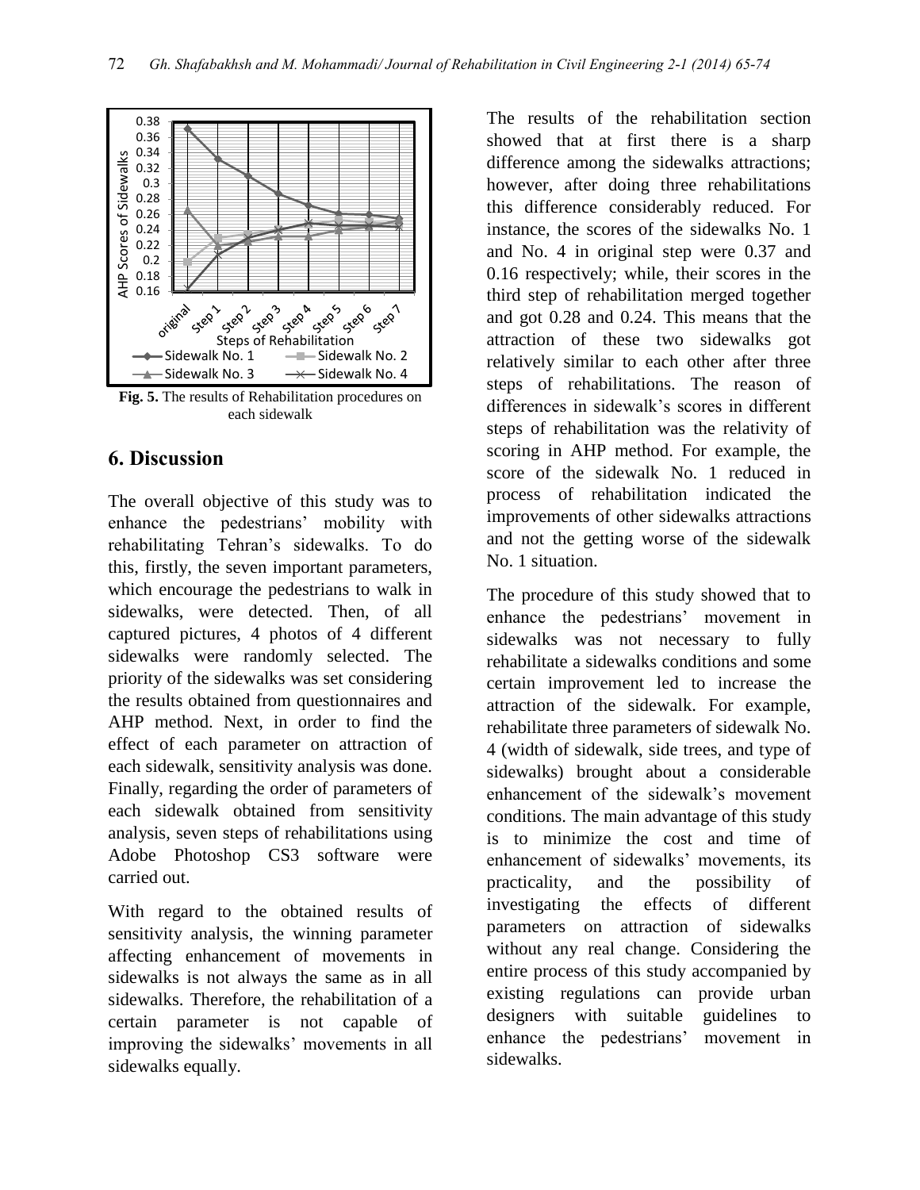Fig. 5. The results of Rehabilitation procedures on each sidewalk

## 6. Discussion

The overall objective of this study was to enhance the pedestrians' mobility with rehabilitating Tehran's sidewalks. To do this, firstly, the seven important parameters, which encourage the pedestrians to walk in sidewalks, were detected. Then, of all captured pictures, 4 photos of 4 different sidewalks were randomly selected. The priority of the sidewalks was set considering the results obtained from questionnaires and AHP method. Next, in order to find the effect of each parameter on attraction of each sidewalk, sensitivity analysis was done. Finally, regarding the order of parameters of each sidewalk obtained from sensitivity analysis, seven steps of rehabilitations using Adobe Photoshop CS3 software were carried out.

With regard to the obtained results of sensitivity analysis, the winning parameter affecting enhancement of movements in sidewalks is not always the same as in all sidewalks. Therefore, the rehabilitation of a certain parameter is not capable of improving the sidewalks' movements in all sidewalks equally.

The results of the rehabilitation section showed that at first there is a sharp difference among the sidewalks attractions; however, after doing three rehabilitations this difference considerably reduced. For instance, the scores of the sidewalks No. 1 and No. 4 in original step were 0.37 and 0.16 respectively; while, their scores in the third step of rehabilitation merged together and got 0.28 and 0.24. This means that the attraction of these two sidewalks got relatively similar to each other after three steps of rehabilitations. The reason of differences in sidewalk's scores in different steps of rehabilitation was the relativity of scoring in AHP method. For example, the score of the sidewalk No. 1 reduced in process of rehabilitation indicated the improvements of other sidewalks attractions and not the getting worse of the sidewalk No. 1 situation.

The procedure of this study showed that to enhance the pedestrians' movement in sidewalks was not necessary to fully rehabilitate a sidewalks conditions and some certain improvement led to increase the attraction of the sidewalk. For example, rehabilitate three parameters of sidewalk No. 4 (width of sidewalk, side trees, and type of sidewalks) brought about a considerable enhancement of the sidewalk's movement conditions. The main advantage of this study is to minimize the cost and time of enhancement of sidewalks' movements, its practicality, and the possibility of investigating the effects of different parameters on attraction of sidewalks without any real change. Considering the entire process of this study accompanied by existing regulations can provide urban designers with suitable guidelines to enhance the pedestrians' movement in sidewalks.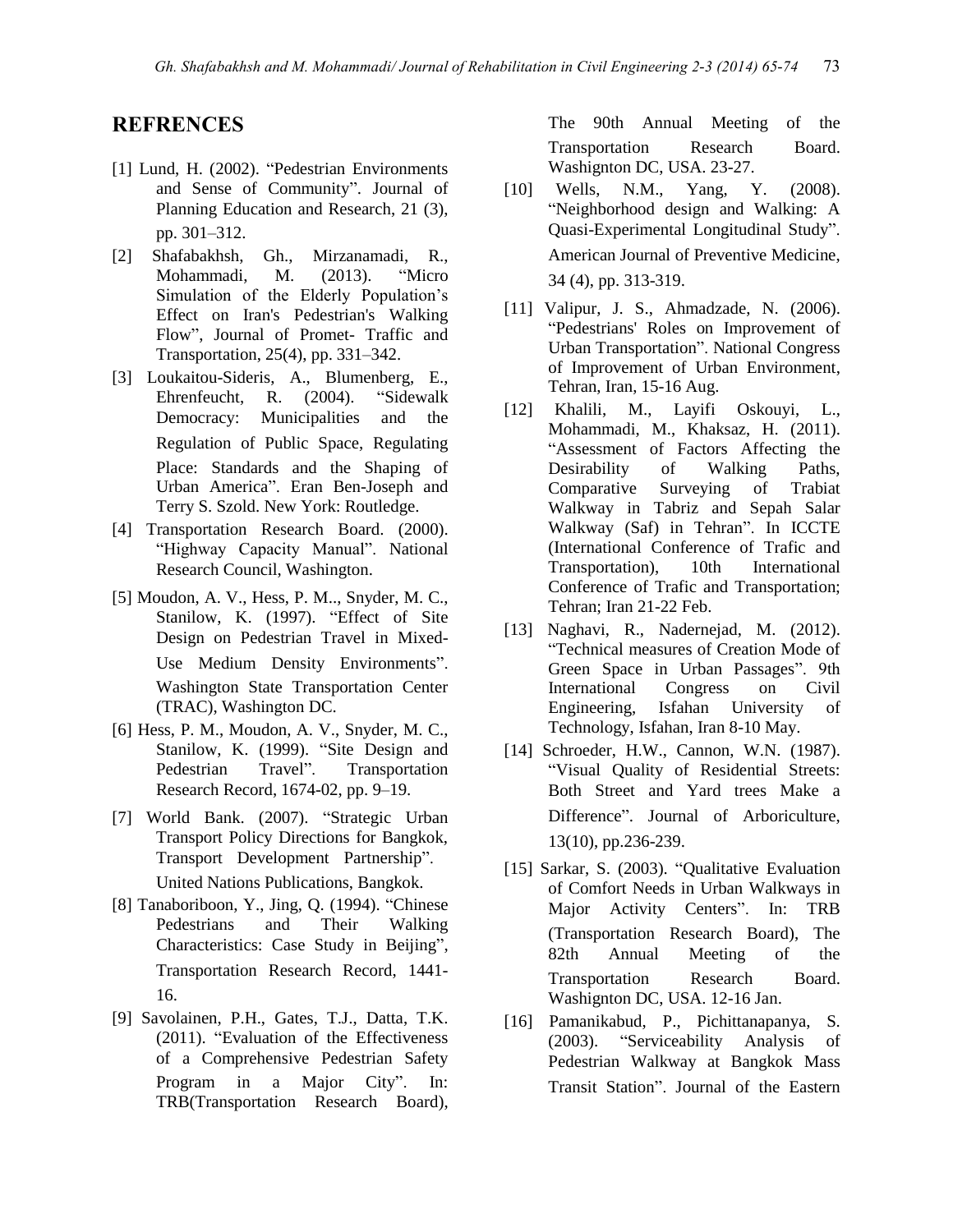## REFRENCES

[1] Lund, H. (2002). "Pedestrian Environments and Sense of Community". Journal of Planning Education and Research, 21 (3), pp. 301–312.

[2] Shafabakhsh, Gh., Mirzanamadi, R., Mohammadi, M. (2013). "Micro Simulation of the Elderly Population's Effect on Iran's Pedestrian's Walking Flow", Journal of Promet- Traffic and Transportation, 25(4), pp. 331–342.

[3] Loukaitou-Sideris, A., Blumenberg, E., Ehrenfeucht, R. (2004). "Sidewalk Democracy: Municipalities and the Regulation of Public Space, Regulating Place: Standards and the Shaping of Urban America". Eran Ben-Joseph and Terry S. Szold. New York: Routledge.

[4] Transportation Research Board. (2000). "Highway Capacity Manual". National Research Council, Washington.

[5] Moudon, A. V., Hess, P. M.., Snyder, M. C., Stanilow, K. (1997). "Effect of Site Design on Pedestrian Travel in Mixed-Use Medium Density Environments". Washington State Transportation Center (TRAC), Washington DC.

[6] Hess, P. M., Moudon, A. V., Snyder, M. C., Stanilow, K. (1999). "Site Design and Pedestrian Travel". Transportation Research Record, 1674-02, pp. 9–19.

[7] World Bank. (2007). "Strategic Urban Transport Policy Directions for Bangkok, Transport Development Partnership". United Nations Publications, Bangkok.

[8] Tanaboriboon, Y., Jing, Q. (1994). "Chinese Pedestrians and Their Walking Characteristics: Case Study in Beijing", Transportation Research Record, 1441-16.

[9] Savolainen, P.H., Gates, T.J., Datta, T.K. (2011). "Evaluation of the Effectiveness of a Comprehensive Pedestrian Safety Program in a Major City". In: TRB(Transportation Research Board), The 90th Annual Meeting of the Transportation Research Board. Washignton DC, USA. 23-27.

[10] Wells, N.M., Yang, Y. (2008). "Neighborhood design and Walking: A Quasi-Experimental Longitudinal Study". American Journal of Preventive Medicine, 34 (4), pp. 313-319.

[11] Valipur, J. S., Ahmadzade, N. (2006). "Pedestrians' Roles on Improvement of Urban Transportation". National Congress of Improvement of Urban Environment, Tehran, Iran, 15-16 Aug.

[12] Khalili, M., Layifi Oskouyi, L., Mohammadi, M., Khaksaz, H. (2011). "Assessment of Factors Affecting the Desirability of Walking Paths, Comparative Surveying of Trabiat Walkway in Tabriz and Sepah Salar Walkway (Saf) in Tehran". In ICCTE (International Conference of Trafic and Transportation), 10th International Conference of Trafic and Transportation; Tehran; Iran 21-22 Feb.

[13] Naghavi, R., Nadernejad, M. (2012). "Technical measures of Creation Mode of Green Space in Urban Passages". 9th International Congress on Civil Engineering, Isfahan University of Technology, Isfahan, Iran 8-10 May.

[14] Schroeder, H.W., Cannon, W.N. (1987). "Visual Quality of Residential Streets: Both Street and Yard trees Make a Difference". Journal of Arboriculture, 13(10), pp.236-239.

[15] Sarkar, S. (2003). "Qualitative Evaluation of Comfort Needs in Urban Walkways in Major Activity Centers". In: TRB (Transportation Research Board), The 82th Annual Meeting of the Transportation Research Board. Washignton DC, USA. 12-16 Jan.

[16] Pamanikabud, P., Pichittanapanya, S. (2003). "Serviceability Analysis of Pedestrian Walkway at Bangkok Mass Transit Station". Journal of the Eastern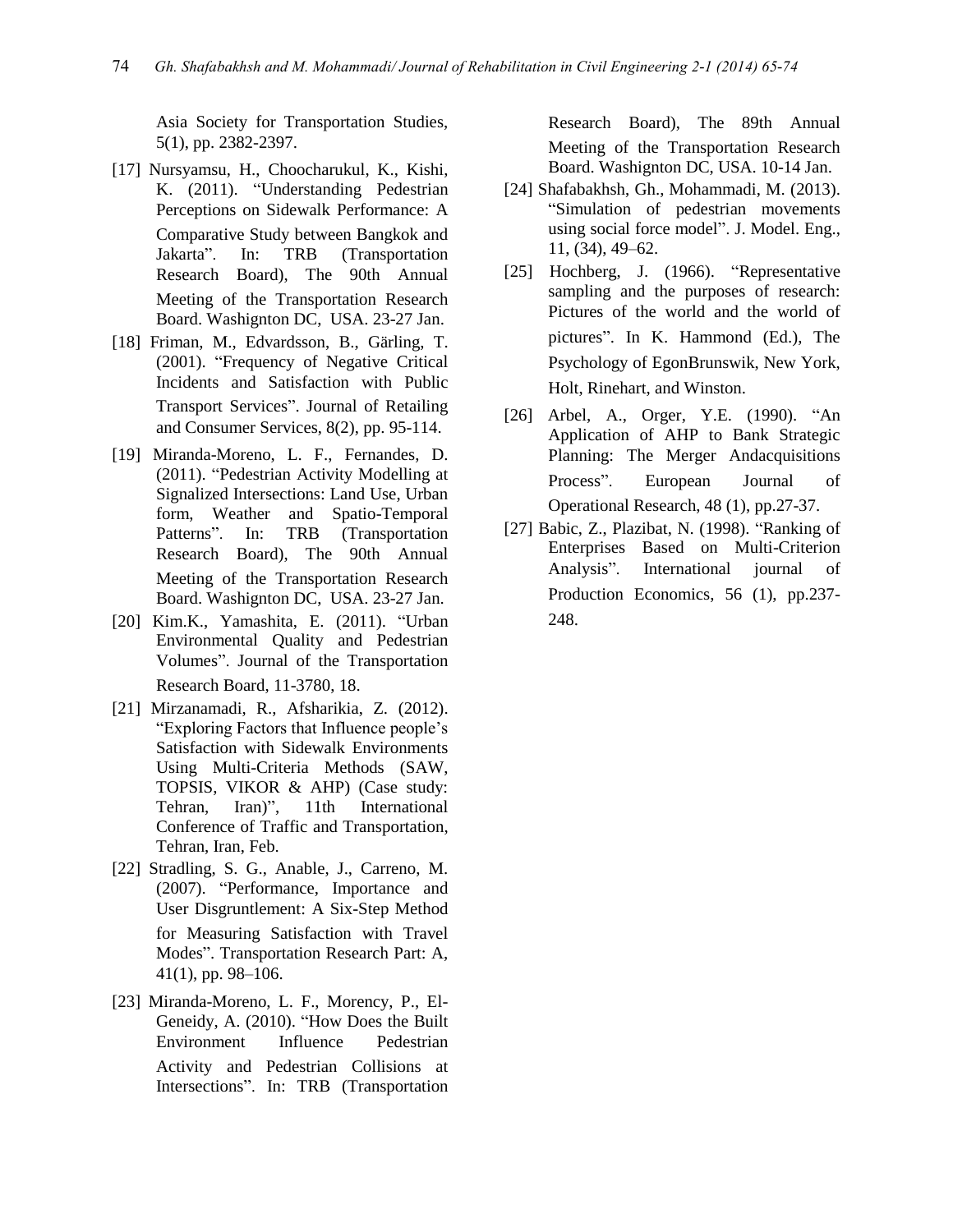Asia Society for Transportation Studies, 5(1), pp. 2382-2397.

[17] Nursyamsu, H., Choocharukul, K., Kishi, K. (2011). "Understanding Pedestrian Perceptions on Sidewalk Performance: A Comparative Study between Bangkok and Jakarta". In: TRB (Transportation Research Board), The 90th Annual Meeting of the Transportation Research Board. Washignton DC, USA. 23-27 Jan.

[18] Friman, M., Edvardsson, B., Gärling, T. (2001). "Frequency of Negative Critical Incidents and Satisfaction with Public Transport Services". Journal of Retailing and Consumer Services, 8(2), pp. 95-114.

[19] Miranda-Moreno, L. F., Fernandes, D. (2011). "Pedestrian Activity Modelling at Signalized Intersections: Land Use, Urban form, Weather and Spatio-Temporal Patterns". In: TRB (Transportation Research Board), The 90th Annual Meeting of the Transportation Research Board. Washignton DC, USA. 23-27 Jan.

[20] Kim.K., Yamashita, E. (2011). "Urban Environmental Quality and Pedestrian Volumes". Journal of the Transportation Research Board, 11-3780, 18.

[21] Mirzanamadi, R., Afsharikia, Z. (2012). "Exploring Factors that Influence people's Satisfaction with Sidewalk Environments Using Multi-Criteria Methods (SAW, TOPSIS, VIKOR & AHP) (Case study: Tehran, Iran)", 11th International Conference of Traffic and Transportation, Tehran, Iran, Feb.

[22] Stradling, S. G., Anable, J., Carreno, M. (2007). "Performance, Importance and User Disgruntlement: A Six-Step Method for Measuring Satisfaction with Travel Modes". Transportation Research Part: A, 41(1), pp. 98–106.

[23] Miranda-Moreno, L. F., Morency, P., El-Geneidy, A. (2010). "How Does the Built Environment Influence Pedestrian Activity and Pedestrian Collisions at Intersections". In: TRB (Transportation Research Board), The 89th Annual Meeting of the Transportation Research Board. Washignton DC, USA. 10-14 Jan.

[24] Shafabakhsh, Gh., Mohammadi, M. (2013). "Simulation of pedestrian movements using social force model". J. Model. Eng., 11, (34), 49–62.

[25] Hochberg, J. (1966). "Representative sampling and the purposes of research: Pictures of the world and the world of pictures". In K. Hammond (Ed.), The Psychology of EgonBrunswik, New York, Holt, Rinehart, and Winston.

[26] Arbel, A., Orger, Y.E. (1990). "An Application of AHP to Bank Strategic Planning: The Merger Andacquisitions Process". European Journal of Operational Research, 48 (1), pp.27-37.

[27] Babic, Z., Plazibat, N. (1998). "Ranking of Enterprises Based on Multi-Criterion Analysis". International journal of Production Economics, 56 (1), pp.237-248.